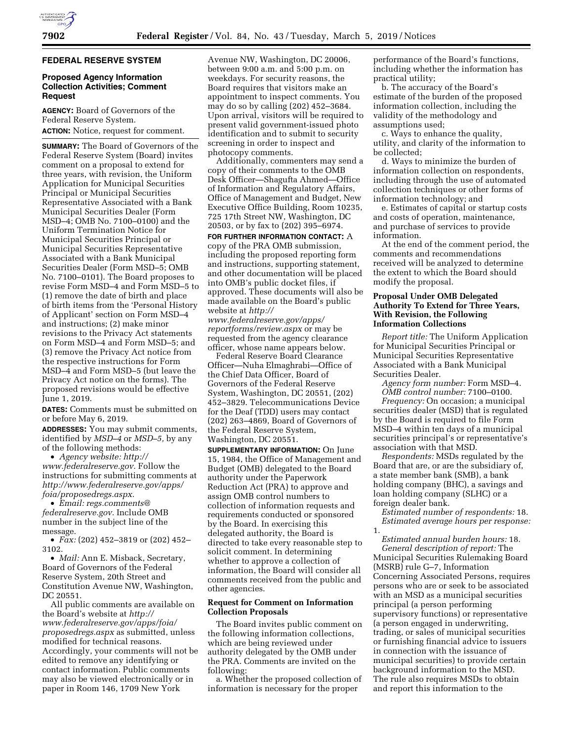## FEDERAL RESERVE SYSTEM

### Proposed Agency Information Collection Activities; Comment Request

**AGENCY:** Board of Governors of the Federal Reserve System.

**ACTION:** Notice, request for comment.

**SUMMARY:** The Board of Governors of the Federal Reserve System (Board) invites comment on a proposal to extend for three years, with revision, the Uniform Application for Municipal Securities Principal or Municipal Securities Representative Associated with a Bank Municipal Securities Dealer (Form MSD–4; OMB No. 7100–0100) and the Uniform Termination Notice for Municipal Securities Principal or Municipal Securities Representative Associated with a Bank Municipal Securities Dealer (Form MSD–5; OMB No. 7100–0101). The Board proposes to revise Form MSD–4 and Form MSD–5 to (1) remove the date of birth and place of birth items from the 'Personal History of Applicant' section on Form MSD–4 and instructions; (2) make minor revisions to the Privacy Act statements on Form MSD–4 and Form MSD–5; and (3) remove the Privacy Act notice from the respective instructions for Form MSD–4 and Form MSD–5 (but leave the Privacy Act notice on the forms). The proposed revisions would be effective June 1, 2019.

**DATES:** Comments must be submitted on or before May 6, 2019.

**ADDRESSES:** You may submit comments, identified by *MSD–4* or *MSD–5,* by any of the following methods:

- *Agency website: http://www.federalreserve.gov.* Follow the instructions for submitting comments at *http://www.federalreserve.gov/apps/foia/proposedregs.aspx.*
- *Email: regs.comments@federalreserve.gov.* Include OMB number in the subject line of the message.
- *Fax:* (202) 452–3819 or (202) 452–3102.
- *Mail:* Ann E. Misback, Secretary, Board of Governors of the Federal Reserve System, 20th Street and Constitution Avenue NW, Washington, DC 20551.

All public comments are available on the Board's website at *http://www.federalreserve.gov/apps/foia/proposedregs.aspx* as submitted, unless modified for technical reasons. Accordingly, your comments will not be edited to remove any identifying or contact information. Public comments may also be viewed electronically or in paper in Room 146, 1709 New York Avenue NW, Washington, DC 20006, between 9:00 a.m. and 5:00 p.m. on weekdays. For security reasons, the Board requires that visitors make an appointment to inspect comments. You may do so by calling (202) 452–3684. Upon arrival, visitors will be required to present valid government-issued photo identification and to submit to security screening in order to inspect and photocopy comments.

Additionally, commenters may send a copy of their comments to the OMB Desk Officer—Shagufta Ahmed—Office of Information and Regulatory Affairs, Office of Management and Budget, New Executive Office Building, Room 10235, 725 17th Street NW, Washington, DC 20503, or by fax to (202) 395–6974.

**FOR FURTHER INFORMATION CONTACT:** A copy of the PRA OMB submission, including the proposed reporting form and instructions, supporting statement, and other documentation will be placed into OMB's public docket files, if approved. These documents will also be made available on the Board's public website at *http://www.federalreserve.gov/apps/reportforms/review.aspx* or may be requested from the agency clearance officer, whose name appears below.

Federal Reserve Board Clearance Officer—Nuha Elmaghrabi—Office of the Chief Data Officer, Board of Governors of the Federal Reserve System, Washington, DC 20551, (202) 452–3829. Telecommunications Device for the Deaf (TDD) users may contact (202) 263–4869, Board of Governors of the Federal Reserve System, Washington, DC 20551.

**SUPPLEMENTARY INFORMATION:** On June 15, 1984, the Office of Management and Budget (OMB) delegated to the Board authority under the Paperwork Reduction Act (PRA) to approve and assign OMB control numbers to collection of information requests and requirements conducted or sponsored by the Board. In exercising this delegated authority, the Board is directed to take every reasonable step to solicit comment. In determining whether to approve a collection of information, the Board will consider all comments received from the public and other agencies.

### Request for Comment on Information Collection Proposals

The Board invites public comment on the following information collections, which are being reviewed under authority delegated by the OMB under the PRA. Comments are invited on the following:

a. Whether the proposed collection of information is necessary for the proper performance of the Board's functions, including whether the information has practical utility;

b. The accuracy of the Board's estimate of the burden of the proposed information collection, including the validity of the methodology and assumptions used;

c. Ways to enhance the quality, utility, and clarity of the information to be collected;

d. Ways to minimize the burden of information collection on respondents, including through the use of automated collection techniques or other forms of information technology; and

e. Estimates of capital or startup costs and costs of operation, maintenance, and purchase of services to provide information.

At the end of the comment period, the comments and recommendations received will be analyzed to determine the extent to which the Board should modify the proposal.

### Proposal Under OMB Delegated Authority To Extend for Three Years, With Revision, the Following Information Collections

*Report title:* The Uniform Application for Municipal Securities Principal or Municipal Securities Representative Associated with a Bank Municipal Securities Dealer.

*Agency form number:* Form MSD–4.

*OMB control number:* 7100–0100.

*Frequency:* On occasion; a municipal securities dealer (MSD) that is regulated by the Board is required to file Form MSD–4 within ten days of a municipal securities principal's or representative's association with that MSD.

*Respondents:* MSDs regulated by the Board that are, or are the subsidiary of, a state member bank (SMB), a bank holding company (BHC), a savings and loan holding company (SLHC) or a foreign dealer bank.

*Estimated number of respondents:* 18.

*Estimated average hours per response:* 1.

*Estimated annual burden hours:* 18.

*General description of report:* The Municipal Securities Rulemaking Board (MSRB) rule G–7, Information Concerning Associated Persons, requires persons who are or seek to be associated with an MSD as a municipal securities principal (a person performing supervisory functions) or representative (a person engaged in underwriting, trading, or sales of municipal securities or furnishing financial advice to issuers in connection with the issuance of municipal securities) to provide certain background information to the MSD. The rule also requires MSDs to obtain and report this information to the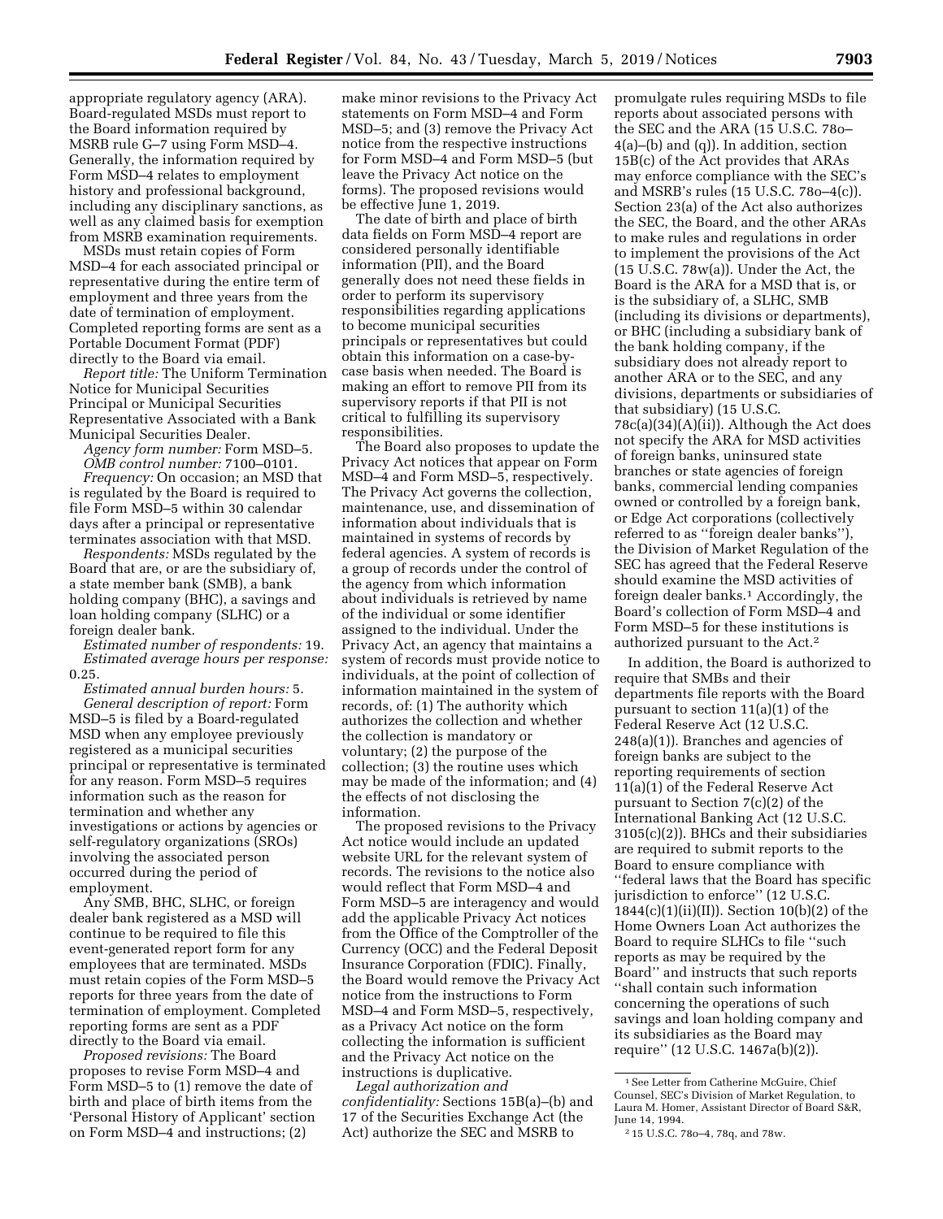appropriate regulatory agency (ARA). Board-regulated MSDs must report to the Board information required by MSRB rule G–7 using Form MSD–4. Generally, the information required by Form MSD–4 relates to employment history and professional background, including any disciplinary sanctions, as well as any claimed basis for exemption from MSRB examination requirements.

MSDs must retain copies of Form MSD–4 for each associated principal or representative during the entire term of employment and three years from the date of termination of employment. Completed reporting forms are sent as a Portable Document Format (PDF) directly to the Board via email.

*Report title:* The Uniform Termination Notice for Municipal Securities Principal or Municipal Securities Representative Associated with a Bank Municipal Securities Dealer.

*Agency form number:* Form MSD–5.

*OMB control number:* 7100–0101.

*Frequency:* On occasion; an MSD that is regulated by the Board is required to file Form MSD–5 within 30 calendar days after a principal or representative terminates association with that MSD.

*Respondents:* MSDs regulated by the Board that are, or are the subsidiary of, a state member bank (SMB), a bank holding company (BHC), a savings and loan holding company (SLHC) or a foreign dealer bank.

*Estimated number of respondents:* 19.

*Estimated average hours per response:* 0.25.

*Estimated annual burden hours:* 5.

*General description of report:* Form MSD–5 is filed by a Board-regulated MSD when any employee previously registered as a municipal securities principal or representative is terminated for any reason. Form MSD–5 requires information such as the reason for termination and whether any investigations or actions by agencies or self-regulatory organizations (SROs) involving the associated person occurred during the period of employment.

Any SMB, BHC, SLHC, or foreign dealer bank registered as a MSD will continue to be required to file this event-generated report form for any employees that are terminated. MSDs must retain copies of the Form MSD–5 reports for three years from the date of termination of employment. Completed reporting forms are sent as a PDF directly to the Board via email.

*Proposed revisions:* The Board proposes to revise Form MSD–4 and Form MSD–5 to (1) remove the date of birth and place of birth items from the 'Personal History of Applicant' section on Form MSD–4 and instructions; (2) make minor revisions to the Privacy Act statements on Form MSD–4 and Form MSD–5; and (3) remove the Privacy Act notice from the respective instructions for Form MSD–4 and Form MSD–5 (but leave the Privacy Act notice on the forms). The proposed revisions would be effective June 1, 2019.

The date of birth and place of birth data fields on Form MSD–4 report are considered personally identifiable information (PII), and the Board generally does not need these fields in order to perform its supervisory responsibilities regarding applications to become municipal securities principals or representatives but could obtain this information on a case-by-case basis when needed. The Board is making an effort to remove PII from its supervisory reports if that PII is not critical to fulfilling its supervisory responsibilities.

The Board also proposes to update the Privacy Act notices that appear on Form MSD–4 and Form MSD–5, respectively. The Privacy Act governs the collection, maintenance, use, and dissemination of information about individuals that is maintained in systems of records by federal agencies. A system of records is a group of records under the control of the agency from which information about individuals is retrieved by name of the individual or some identifier assigned to the individual. Under the Privacy Act, an agency that maintains a system of records must provide notice to individuals, at the point of collection of information maintained in the system of records, of: (1) The authority which authorizes the collection and whether the collection is mandatory or voluntary; (2) the purpose of the collection; (3) the routine uses which may be made of the information; and (4) the effects of not disclosing the information.

The proposed revisions to the Privacy Act notice would include an updated website URL for the relevant system of records. The revisions to the notice also would reflect that Form MSD–4 and Form MSD–5 are interagency and would add the applicable Privacy Act notices from the Office of the Comptroller of the Currency (OCC) and the Federal Deposit Insurance Corporation (FDIC). Finally, the Board would remove the Privacy Act notice from the instructions to Form MSD–4 and Form MSD–5, respectively, as a Privacy Act notice on the form collecting the information is sufficient and the Privacy Act notice on the instructions is duplicative.

*Legal authorization and confidentiality:* Sections 15B(a)–(b) and 17 of the Securities Exchange Act (the Act) authorize the SEC and MSRB to promulgate rules requiring MSDs to file reports about associated persons with the SEC and the ARA (15 U.S.C. 78o–4(a)–(b) and (q)). In addition, section 15B(c) of the Act provides that ARAs may enforce compliance with the SEC's and MSRB's rules (15 U.S.C. 78o–4(c)). Section 23(a) of the Act also authorizes the SEC, the Board, and the other ARAs to make rules and regulations in order to implement the provisions of the Act (15 U.S.C. 78w(a)). Under the Act, the Board is the ARA for a MSD that is, or is the subsidiary of, a SLHC, SMB (including its divisions or departments), or BHC (including a subsidiary bank of the bank holding company, if the subsidiary does not already report to another ARA or to the SEC, and any divisions, departments or subsidiaries of that subsidiary) (15 U.S.C. 78c(a)(34)(A)(ii)). Although the Act does not specify the ARA for MSD activities of foreign banks, uninsured state branches or state agencies of foreign banks, commercial lending companies owned or controlled by a foreign bank, or Edge Act corporations (collectively referred to as ''foreign dealer banks''), the Division of Market Regulation of the SEC has agreed that the Federal Reserve should examine the MSD activities of foreign dealer banks.[1] Accordingly, the Board's collection of Form MSD–4 and Form MSD–5 for these institutions is authorized pursuant to the Act.[2]

In addition, the Board is authorized to require that SMBs and their departments file reports with the Board pursuant to section 11(a)(1) of the Federal Reserve Act (12 U.S.C. 248(a)(1)). Branches and agencies of foreign banks are subject to the reporting requirements of section 11(a)(1) of the Federal Reserve Act pursuant to Section 7(c)(2) of the International Banking Act (12 U.S.C. 3105(c)(2)). BHCs and their subsidiaries are required to submit reports to the Board to ensure compliance with ''federal laws that the Board has specific jurisdiction to enforce'' (12 U.S.C. 1844(c)(1)(ii)(II)). Section 10(b)(2) of the Home Owners Loan Act authorizes the Board to require SLHCs to file ''such reports as may be required by the Board'' and instructs that such reports ''shall contain such information concerning the operations of such savings and loan holding company and its subsidiaries as the Board may require'' (12 U.S.C. 1467a(b)(2)).

[1] See Letter from Catherine McGuire, Chief Counsel, SEC's Division of Market Regulation, to Laura M. Homer, Assistant Director of Board S&R, June 14, 1994.

[2] 15 U.S.C. 78o–4, 78q, and 78w.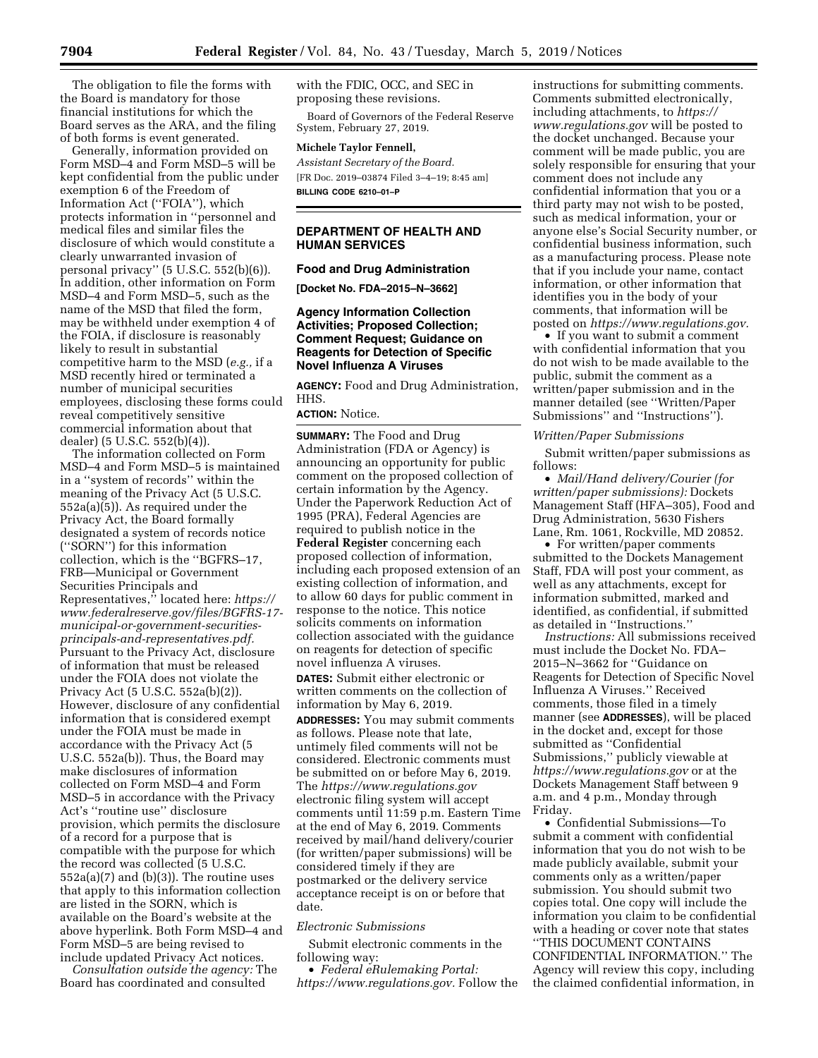The obligation to file the forms with the Board is mandatory for those financial institutions for which the Board serves as the ARA, and the filing of both forms is event generated.

Generally, information provided on Form MSD–4 and Form MSD–5 will be kept confidential from the public under exemption 6 of the Freedom of Information Act (''FOIA''), which protects information in ''personnel and medical files and similar files the disclosure of which would constitute a clearly unwarranted invasion of personal privacy'' (5 U.S.C. 552(b)(6)). In addition, other information on Form MSD–4 and Form MSD–5, such as the name of the MSD that filed the form, may be withheld under exemption 4 of the FOIA, if disclosure is reasonably likely to result in substantial competitive harm to the MSD (*e.g.,* if a MSD recently hired or terminated a number of municipal securities employees, disclosing these forms could reveal competitively sensitive commercial information about that dealer) (5 U.S.C. 552(b)(4)).

The information collected on Form MSD–4 and Form MSD–5 is maintained in a ''system of records'' within the meaning of the Privacy Act (5 U.S.C. 552a(a)(5)). As required under the Privacy Act, the Board formally designated a system of records notice (''SORN'') for this information collection, which is the ''BGFRS–17, FRB—Municipal or Government Securities Principals and Representatives,'' located here: *https://www.federalreserve.gov/files/BGFRS-17-municipal-or-government-securities-principals-and-representatives.pdf.* Pursuant to the Privacy Act, disclosure of information that must be released under the FOIA does not violate the Privacy Act (5 U.S.C. 552a(b)(2)). However, disclosure of any confidential information that is considered exempt under the FOIA must be made in accordance with the Privacy Act (5 U.S.C. 552a(b)). Thus, the Board may make disclosures of information collected on Form MSD–4 and Form MSD–5 in accordance with the Privacy Act's ''routine use'' disclosure provision, which permits the disclosure of a record for a purpose that is compatible with the purpose for which the record was collected (5 U.S.C. 552a(a)(7) and (b)(3)). The routine uses that apply to this information collection are listed in the SORN, which is available on the Board's website at the above hyperlink. Both Form MSD–4 and Form MSD–5 are being revised to include updated Privacy Act notices.

*Consultation outside the agency:* The Board has coordinated and consulted with the FDIC, OCC, and SEC in proposing these revisions.

Board of Governors of the Federal Reserve System, February 27, 2019.

**Michele Taylor Fennell,**

*Assistant Secretary of the Board.*

[FR Doc. 2019–03874 Filed 3–4–19; 8:45 am]

**BILLING CODE 6210–01–P**

## DEPARTMENT OF HEALTH AND HUMAN SERVICES

### Food and Drug Administration

**[Docket No. FDA–2015–N–3662]**

### Agency Information Collection Activities; Proposed Collection; Comment Request; Guidance on Reagents for Detection of Specific Novel Influenza A Viruses

**AGENCY:** Food and Drug Administration, HHS.

**ACTION:** Notice.

**SUMMARY:** The Food and Drug Administration (FDA or Agency) is announcing an opportunity for public comment on the proposed collection of certain information by the Agency. Under the Paperwork Reduction Act of 1995 (PRA), Federal Agencies are required to publish notice in the **Federal Register** concerning each proposed collection of information, including each proposed extension of an existing collection of information, and to allow 60 days for public comment in response to the notice. This notice solicits comments on information collection associated with the guidance on reagents for detection of specific novel influenza A viruses.

**DATES:** Submit either electronic or written comments on the collection of information by May 6, 2019.

**ADDRESSES:** You may submit comments as follows. Please note that late, untimely filed comments will not be considered. Electronic comments must be submitted on or before May 6, 2019. The *https://www.regulations.gov* electronic filing system will accept comments until 11:59 p.m. Eastern Time at the end of May 6, 2019. Comments received by mail/hand delivery/courier (for written/paper submissions) will be considered timely if they are postmarked or the delivery service acceptance receipt is on or before that date.

*Electronic Submissions*

Submit electronic comments in the following way:

- *Federal eRulemaking Portal: https://www.regulations.gov.* Follow the instructions for submitting comments. Comments submitted electronically, including attachments, to *https://www.regulations.gov* will be posted to the docket unchanged. Because your comment will be made public, you are solely responsible for ensuring that your comment does not include any confidential information that you or a third party may not wish to be posted, such as medical information, your or anyone else's Social Security number, or confidential business information, such as a manufacturing process. Please note that if you include your name, contact information, or other information that identifies you in the body of your comments, that information will be posted on *https://www.regulations.gov.*
- If you want to submit a comment with confidential information that you do not wish to be made available to the public, submit the comment as a written/paper submission and in the manner detailed (see ''Written/Paper Submissions'' and ''Instructions'').

*Written/Paper Submissions*

Submit written/paper submissions as follows:

- *Mail/Hand delivery/Courier (for written/paper submissions):* Dockets Management Staff (HFA–305), Food and Drug Administration, 5630 Fishers Lane, Rm. 1061, Rockville, MD 20852.
- For written/paper comments submitted to the Dockets Management Staff, FDA will post your comment, as well as any attachments, except for information submitted, marked and identified, as confidential, if submitted as detailed in ''Instructions.''

*Instructions:* All submissions received must include the Docket No. FDA–2015–N–3662 for ''Guidance on Reagents for Detection of Specific Novel Influenza A Viruses.'' Received comments, those filed in a timely manner (see **ADDRESSES**), will be placed in the docket and, except for those submitted as ''Confidential Submissions,'' publicly viewable at *https://www.regulations.gov* or at the Dockets Management Staff between 9 a.m. and 4 p.m., Monday through Friday.

- Confidential Submissions—To submit a comment with confidential information that you do not wish to be made publicly available, submit your comments only as a written/paper submission. You should submit two copies total. One copy will include the information you claim to be confidential with a heading or cover note that states ''THIS DOCUMENT CONTAINS CONFIDENTIAL INFORMATION.'' The Agency will review this copy, including the claimed confidential information, in